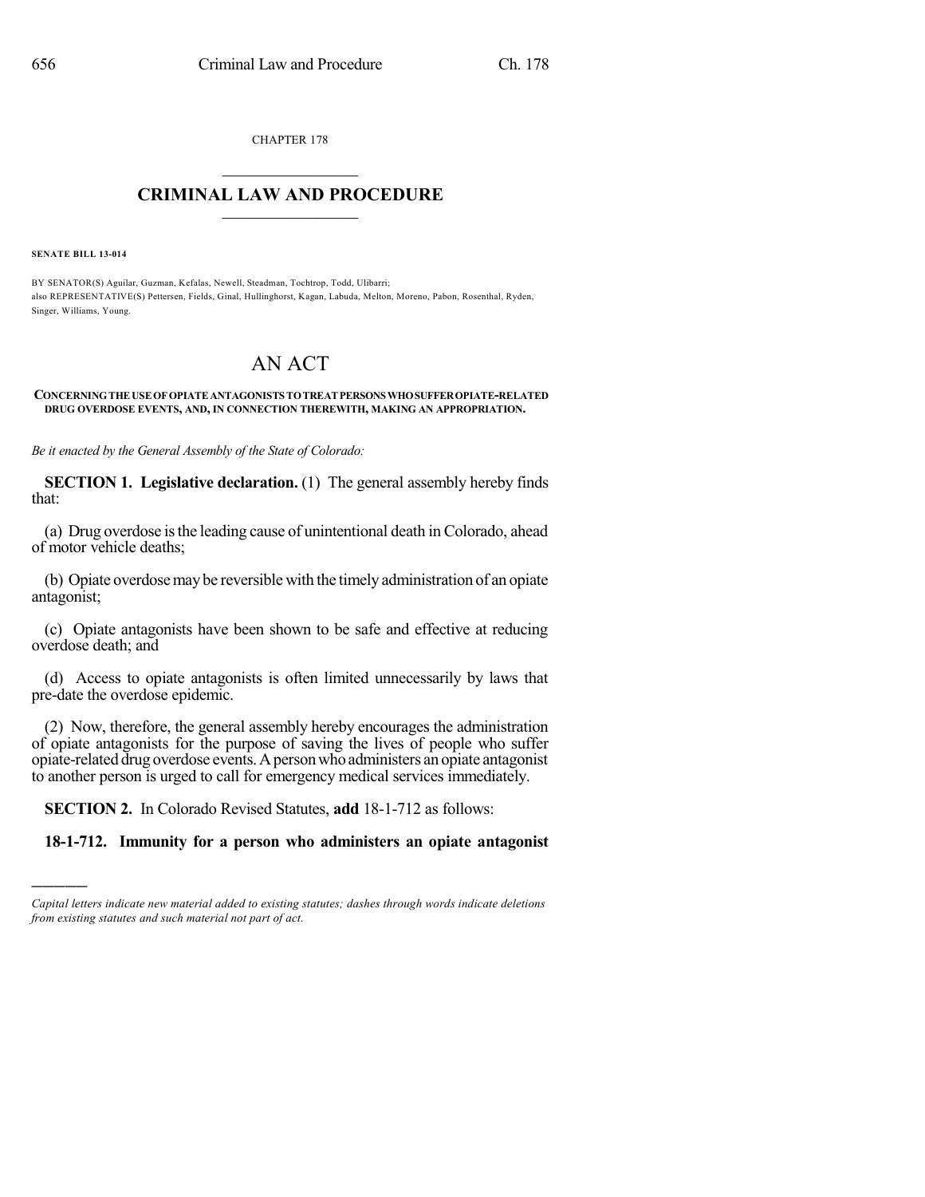CHAPTER 178

# CRIMINAL LAW AND PROCEDURE

**SENATE BILL 13-014**

BY SENATOR(S) Aguilar, Guzman, Kefalas, Newell, Steadman, Tochtrop, Todd, Ulibarri;
also REPRESENTATIVE(S) Pettersen, Fields, Ginal, Hullinghorst, Kagan, Labuda, Melton, Moreno, Pabon, Rosenthal, Ryden, Singer, Williams, Young.

# AN ACT

**CONCERNING THE USE OF OPIATE ANTAGONISTS TO TREAT PERSONS WHO SUFFER OPIATE-RELATED DRUG OVERDOSE EVENTS, AND, IN CONNECTION THEREWITH, MAKING AN APPROPRIATION.**

*Be it enacted by the General Assembly of the State of Colorado:*

**SECTION 1. Legislative declaration.** (1) The general assembly hereby finds that:

(a) Drug overdose is the leading cause of unintentional death in Colorado, ahead of motor vehicle deaths;

(b) Opiate overdose may be reversible with the timely administration of an opiate antagonist;

(c) Opiate antagonists have been shown to be safe and effective at reducing overdose death; and

(d) Access to opiate antagonists is often limited unnecessarily by laws that pre-date the overdose epidemic.

(2) Now, therefore, the general assembly hereby encourages the administration of opiate antagonists for the purpose of saving the lives of people who suffer opiate-related drug overdose events. A person who administers an opiate antagonist to another person is urged to call for emergency medical services immediately.

**SECTION 2.** In Colorado Revised Statutes, **add** 18-1-712 as follows:

**18-1-712. Immunity for a person who administers an opiate antagonist**

---

*Capital letters indicate new material added to existing statutes; dashes through words indicate deletions from existing statutes and such material not part of act.*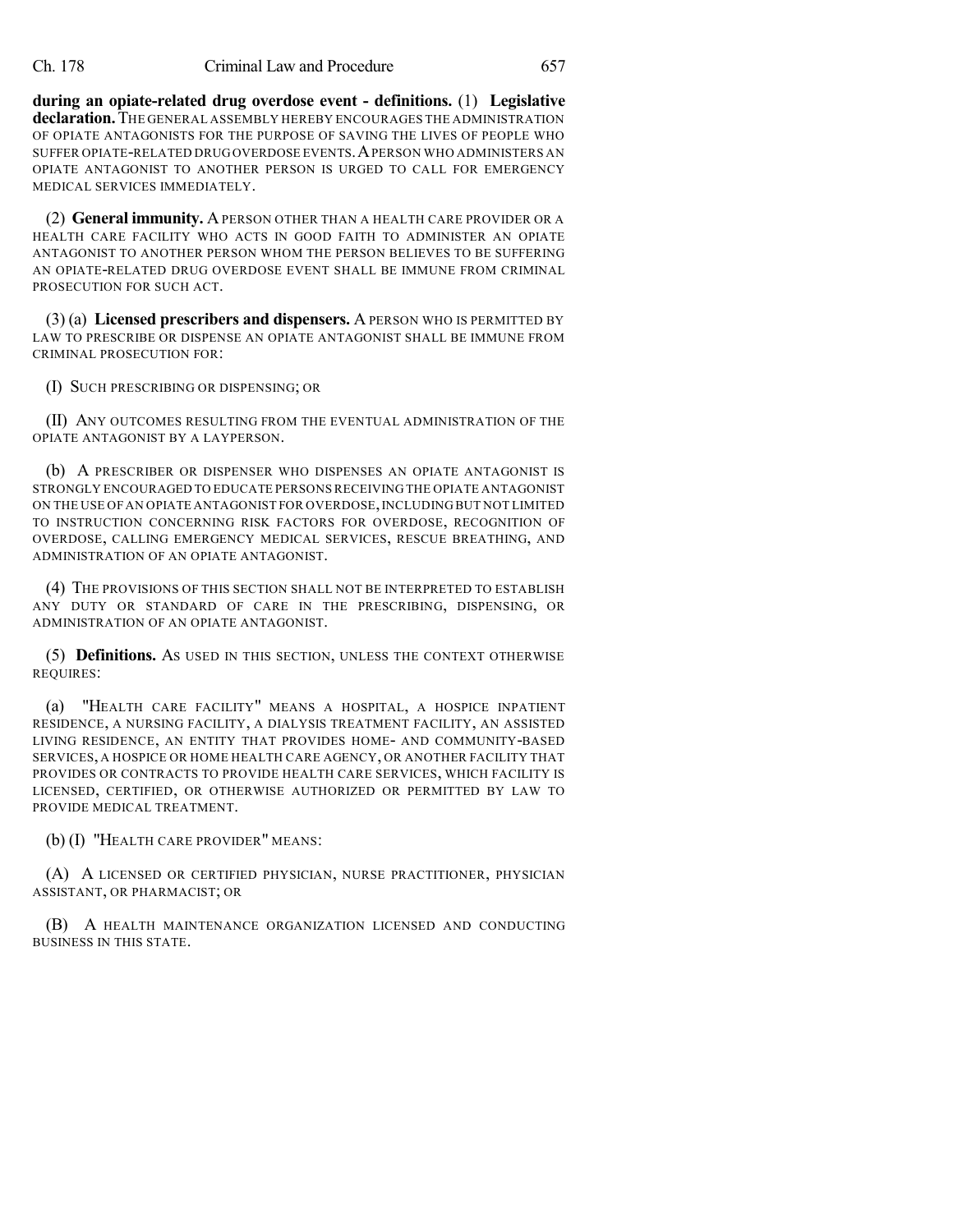**during an opiate-related drug overdose event - definitions.** (1) **Legislative declaration.** THE GENERAL ASSEMBLY HEREBY ENCOURAGES THE ADMINISTRATION OF OPIATE ANTAGONISTS FOR THE PURPOSE OF SAVING THE LIVES OF PEOPLE WHO SUFFER OPIATE-RELATED DRUG OVERDOSE EVENTS. A PERSON WHO ADMINISTERS AN OPIATE ANTAGONIST TO ANOTHER PERSON IS URGED TO CALL FOR EMERGENCY MEDICAL SERVICES IMMEDIATELY.

(2) **General immunity.** A PERSON OTHER THAN A HEALTH CARE PROVIDER OR A HEALTH CARE FACILITY WHO ACTS IN GOOD FAITH TO ADMINISTER AN OPIATE ANTAGONIST TO ANOTHER PERSON WHOM THE PERSON BELIEVES TO BE SUFFERING AN OPIATE-RELATED DRUG OVERDOSE EVENT SHALL BE IMMUNE FROM CRIMINAL PROSECUTION FOR SUCH ACT.

(3) (a) **Licensed prescribers and dispensers.** A PERSON WHO IS PERMITTED BY LAW TO PRESCRIBE OR DISPENSE AN OPIATE ANTAGONIST SHALL BE IMMUNE FROM CRIMINAL PROSECUTION FOR:

(I) SUCH PRESCRIBING OR DISPENSING; OR

(II) ANY OUTCOMES RESULTING FROM THE EVENTUAL ADMINISTRATION OF THE OPIATE ANTAGONIST BY A LAYPERSON.

(b) A PRESCRIBER OR DISPENSER WHO DISPENSES AN OPIATE ANTAGONIST IS STRONGLY ENCOURAGED TO EDUCATE PERSONS RECEIVING THE OPIATE ANTAGONIST ON THE USE OF AN OPIATE ANTAGONIST FOR OVERDOSE, INCLUDING BUT NOT LIMITED TO INSTRUCTION CONCERNING RISK FACTORS FOR OVERDOSE, RECOGNITION OF OVERDOSE, CALLING EMERGENCY MEDICAL SERVICES, RESCUE BREATHING, AND ADMINISTRATION OF AN OPIATE ANTAGONIST.

(4) THE PROVISIONS OF THIS SECTION SHALL NOT BE INTERPRETED TO ESTABLISH ANY DUTY OR STANDARD OF CARE IN THE PRESCRIBING, DISPENSING, OR ADMINISTRATION OF AN OPIATE ANTAGONIST.

(5) **Definitions.** AS USED IN THIS SECTION, UNLESS THE CONTEXT OTHERWISE REQUIRES:

(a) "HEALTH CARE FACILITY" MEANS A HOSPITAL, A HOSPICE INPATIENT RESIDENCE, A NURSING FACILITY, A DIALYSIS TREATMENT FACILITY, AN ASSISTED LIVING RESIDENCE, AN ENTITY THAT PROVIDES HOME- AND COMMUNITY-BASED SERVICES, A HOSPICE OR HOME HEALTH CARE AGENCY, OR ANOTHER FACILITY THAT PROVIDES OR CONTRACTS TO PROVIDE HEALTH CARE SERVICES, WHICH FACILITY IS LICENSED, CERTIFIED, OR OTHERWISE AUTHORIZED OR PERMITTED BY LAW TO PROVIDE MEDICAL TREATMENT.

(b) (I) "HEALTH CARE PROVIDER" MEANS:

(A) A LICENSED OR CERTIFIED PHYSICIAN, NURSE PRACTITIONER, PHYSICIAN ASSISTANT, OR PHARMACIST; OR

(B) A HEALTH MAINTENANCE ORGANIZATION LICENSED AND CONDUCTING BUSINESS IN THIS STATE.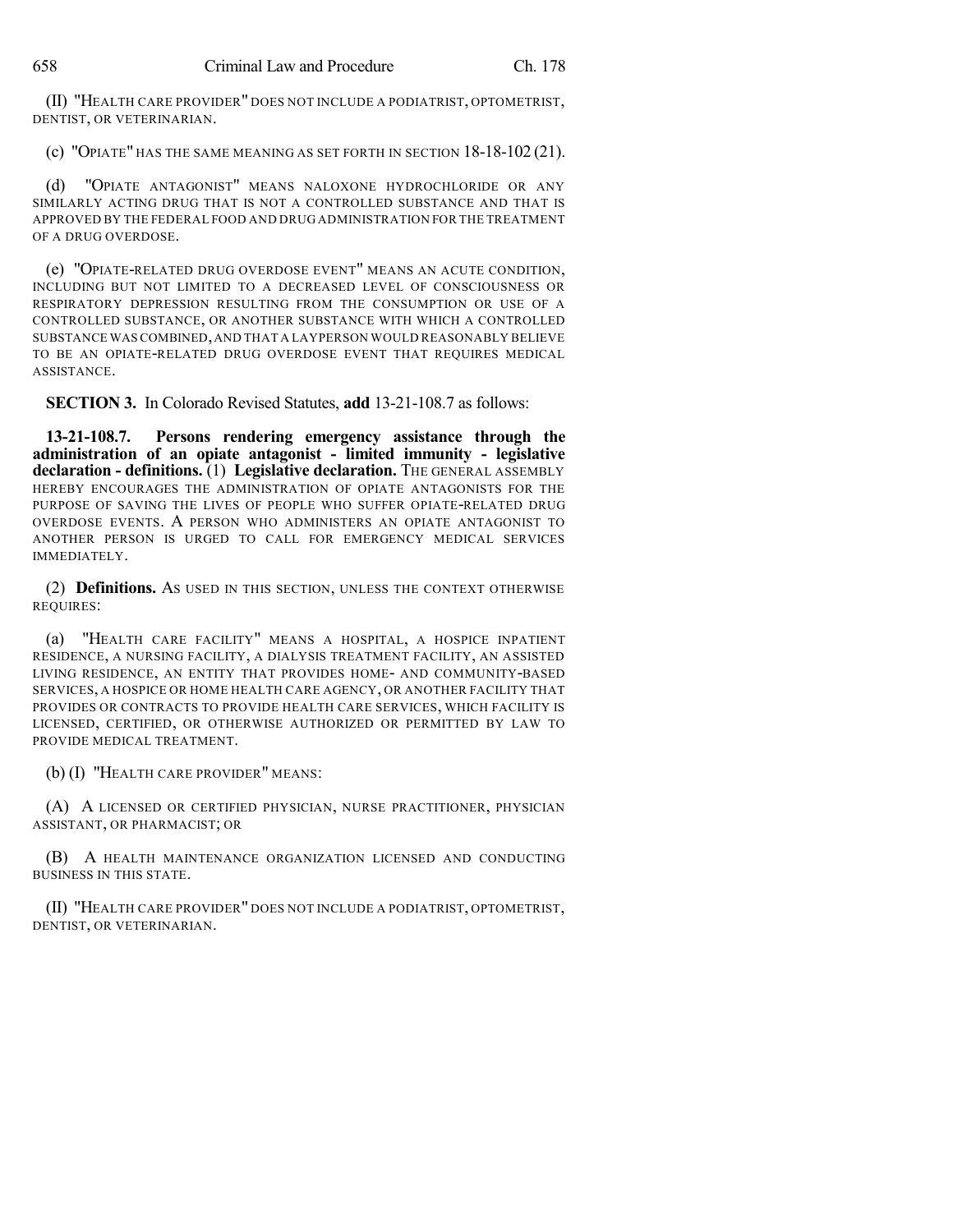(II) "HEALTH CARE PROVIDER" DOES NOT INCLUDE A PODIATRIST, OPTOMETRIST, DENTIST, OR VETERINARIAN.

(c) "OPIATE" HAS THE SAME MEANING AS SET FORTH IN SECTION 18-18-102 (21).

(d) "OPIATE ANTAGONIST" MEANS NALOXONE HYDROCHLORIDE OR ANY SIMILARLY ACTING DRUG THAT IS NOT A CONTROLLED SUBSTANCE AND THAT IS APPROVED BY THE FEDERAL FOOD AND DRUG ADMINISTRATION FOR THE TREATMENT OF A DRUG OVERDOSE.

(e) "OPIATE-RELATED DRUG OVERDOSE EVENT" MEANS AN ACUTE CONDITION, INCLUDING BUT NOT LIMITED TO A DECREASED LEVEL OF CONSCIOUSNESS OR RESPIRATORY DEPRESSION RESULTING FROM THE CONSUMPTION OR USE OF A CONTROLLED SUBSTANCE, OR ANOTHER SUBSTANCE WITH WHICH A CONTROLLED SUBSTANCE WAS COMBINED, AND THAT A LAYPERSON WOULD REASONABLY BELIEVE TO BE AN OPIATE-RELATED DRUG OVERDOSE EVENT THAT REQUIRES MEDICAL ASSISTANCE.

**SECTION 3.** In Colorado Revised Statutes, **add** 13-21-108.7 as follows:

**13-21-108.7. Persons rendering emergency assistance through the administration of an opiate antagonist - limited immunity - legislative declaration - definitions.** (1) **Legislative declaration.** THE GENERAL ASSEMBLY HEREBY ENCOURAGES THE ADMINISTRATION OF OPIATE ANTAGONISTS FOR THE PURPOSE OF SAVING THE LIVES OF PEOPLE WHO SUFFER OPIATE-RELATED DRUG OVERDOSE EVENTS. A PERSON WHO ADMINISTERS AN OPIATE ANTAGONIST TO ANOTHER PERSON IS URGED TO CALL FOR EMERGENCY MEDICAL SERVICES IMMEDIATELY.

(2) **Definitions.** AS USED IN THIS SECTION, UNLESS THE CONTEXT OTHERWISE REQUIRES:

(a) "HEALTH CARE FACILITY" MEANS A HOSPITAL, A HOSPICE INPATIENT RESIDENCE, A NURSING FACILITY, A DIALYSIS TREATMENT FACILITY, AN ASSISTED LIVING RESIDENCE, AN ENTITY THAT PROVIDES HOME- AND COMMUNITY-BASED SERVICES, A HOSPICE OR HOME HEALTH CARE AGENCY, OR ANOTHER FACILITY THAT PROVIDES OR CONTRACTS TO PROVIDE HEALTH CARE SERVICES, WHICH FACILITY IS LICENSED, CERTIFIED, OR OTHERWISE AUTHORIZED OR PERMITTED BY LAW TO PROVIDE MEDICAL TREATMENT.

(b) (I) "HEALTH CARE PROVIDER" MEANS:

(A) A LICENSED OR CERTIFIED PHYSICIAN, NURSE PRACTITIONER, PHYSICIAN ASSISTANT, OR PHARMACIST; OR

(B) A HEALTH MAINTENANCE ORGANIZATION LICENSED AND CONDUCTING BUSINESS IN THIS STATE.

(II) "HEALTH CARE PROVIDER" DOES NOT INCLUDE A PODIATRIST, OPTOMETRIST, DENTIST, OR VETERINARIAN.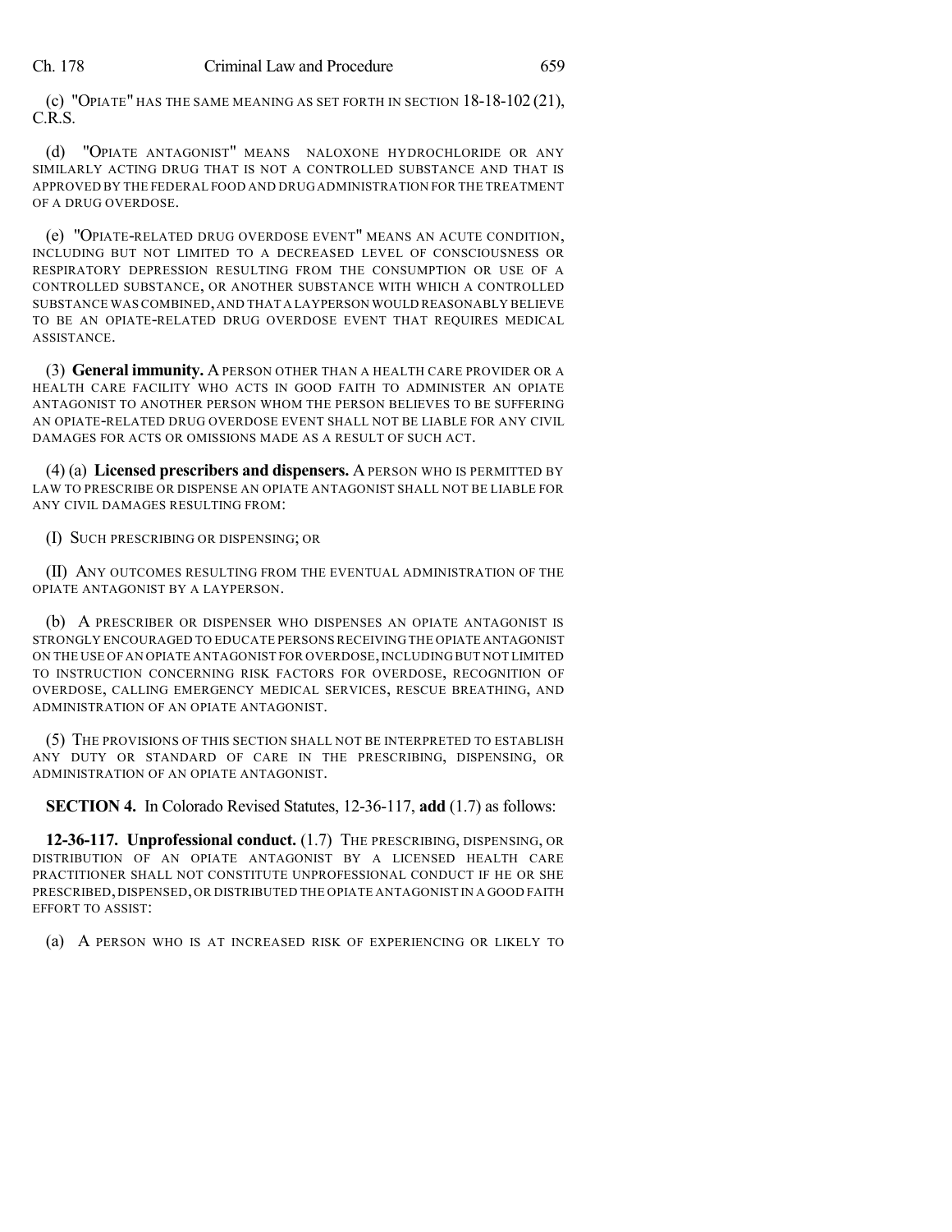(c) "OPIATE" HAS THE SAME MEANING AS SET FORTH IN SECTION 18-18-102 (21), C.R.S.

(d) "OPIATE ANTAGONIST" MEANS NALOXONE HYDROCHLORIDE OR ANY SIMILARLY ACTING DRUG THAT IS NOT A CONTROLLED SUBSTANCE AND THAT IS APPROVED BY THE FEDERAL FOOD AND DRUG ADMINISTRATION FOR THE TREATMENT OF A DRUG OVERDOSE.

(e) "OPIATE-RELATED DRUG OVERDOSE EVENT" MEANS AN ACUTE CONDITION, INCLUDING BUT NOT LIMITED TO A DECREASED LEVEL OF CONSCIOUSNESS OR RESPIRATORY DEPRESSION RESULTING FROM THE CONSUMPTION OR USE OF A CONTROLLED SUBSTANCE, OR ANOTHER SUBSTANCE WITH WHICH A CONTROLLED SUBSTANCE WAS COMBINED, AND THAT A LAYPERSON WOULD REASONABLY BELIEVE TO BE AN OPIATE-RELATED DRUG OVERDOSE EVENT THAT REQUIRES MEDICAL ASSISTANCE.

(3) **General immunity.** A PERSON OTHER THAN A HEALTH CARE PROVIDER OR A HEALTH CARE FACILITY WHO ACTS IN GOOD FAITH TO ADMINISTER AN OPIATE ANTAGONIST TO ANOTHER PERSON WHOM THE PERSON BELIEVES TO BE SUFFERING AN OPIATE-RELATED DRUG OVERDOSE EVENT SHALL NOT BE LIABLE FOR ANY CIVIL DAMAGES FOR ACTS OR OMISSIONS MADE AS A RESULT OF SUCH ACT.

(4) (a) **Licensed prescribers and dispensers.** A PERSON WHO IS PERMITTED BY LAW TO PRESCRIBE OR DISPENSE AN OPIATE ANTAGONIST SHALL NOT BE LIABLE FOR ANY CIVIL DAMAGES RESULTING FROM:

(I) SUCH PRESCRIBING OR DISPENSING; OR

(II) ANY OUTCOMES RESULTING FROM THE EVENTUAL ADMINISTRATION OF THE OPIATE ANTAGONIST BY A LAYPERSON.

(b) A PRESCRIBER OR DISPENSER WHO DISPENSES AN OPIATE ANTAGONIST IS STRONGLY ENCOURAGED TO EDUCATE PERSONS RECEIVING THE OPIATE ANTAGONIST ON THE USE OF AN OPIATE ANTAGONIST FOR OVERDOSE, INCLUDING BUT NOT LIMITED TO INSTRUCTION CONCERNING RISK FACTORS FOR OVERDOSE, RECOGNITION OF OVERDOSE, CALLING EMERGENCY MEDICAL SERVICES, RESCUE BREATHING, AND ADMINISTRATION OF AN OPIATE ANTAGONIST.

(5) THE PROVISIONS OF THIS SECTION SHALL NOT BE INTERPRETED TO ESTABLISH ANY DUTY OR STANDARD OF CARE IN THE PRESCRIBING, DISPENSING, OR ADMINISTRATION OF AN OPIATE ANTAGONIST.

**SECTION 4.** In Colorado Revised Statutes, 12-36-117, **add** (1.7) as follows:

**12-36-117. Unprofessional conduct.** (1.7) THE PRESCRIBING, DISPENSING, OR DISTRIBUTION OF AN OPIATE ANTAGONIST BY A LICENSED HEALTH CARE PRACTITIONER SHALL NOT CONSTITUTE UNPROFESSIONAL CONDUCT IF HE OR SHE PRESCRIBED, DISPENSED, OR DISTRIBUTED THE OPIATE ANTAGONIST IN A GOOD FAITH EFFORT TO ASSIST:

(a) A PERSON WHO IS AT INCREASED RISK OF EXPERIENCING OR LIKELY TO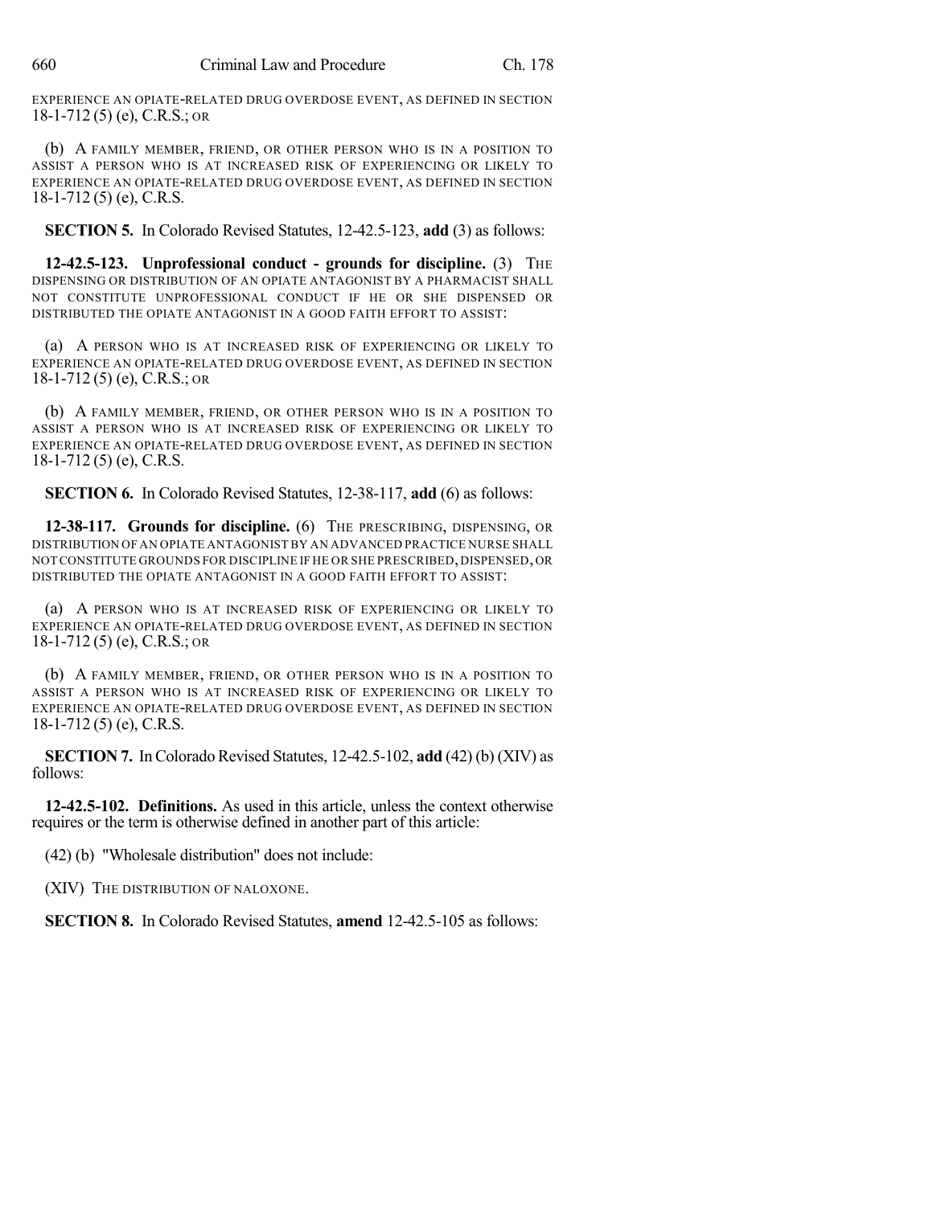EXPERIENCE AN OPIATE-RELATED DRUG OVERDOSE EVENT, AS DEFINED IN SECTION 18-1-712 (5) (e), C.R.S.; OR

(b) A FAMILY MEMBER, FRIEND, OR OTHER PERSON WHO IS IN A POSITION TO ASSIST A PERSON WHO IS AT INCREASED RISK OF EXPERIENCING OR LIKELY TO EXPERIENCE AN OPIATE-RELATED DRUG OVERDOSE EVENT, AS DEFINED IN SECTION 18-1-712 (5) (e), C.R.S.

**SECTION 5.** In Colorado Revised Statutes, 12-42.5-123, **add** (3) as follows:

**12-42.5-123. Unprofessional conduct - grounds for discipline.** (3) THE DISPENSING OR DISTRIBUTION OF AN OPIATE ANTAGONIST BY A PHARMACIST SHALL NOT CONSTITUTE UNPROFESSIONAL CONDUCT IF HE OR SHE DISPENSED OR DISTRIBUTED THE OPIATE ANTAGONIST IN A GOOD FAITH EFFORT TO ASSIST:

(a) A PERSON WHO IS AT INCREASED RISK OF EXPERIENCING OR LIKELY TO EXPERIENCE AN OPIATE-RELATED DRUG OVERDOSE EVENT, AS DEFINED IN SECTION 18-1-712 (5) (e), C.R.S.; OR

(b) A FAMILY MEMBER, FRIEND, OR OTHER PERSON WHO IS IN A POSITION TO ASSIST A PERSON WHO IS AT INCREASED RISK OF EXPERIENCING OR LIKELY TO EXPERIENCE AN OPIATE-RELATED DRUG OVERDOSE EVENT, AS DEFINED IN SECTION 18-1-712 (5) (e), C.R.S.

**SECTION 6.** In Colorado Revised Statutes, 12-38-117, **add** (6) as follows:

**12-38-117. Grounds for discipline.** (6) THE PRESCRIBING, DISPENSING, OR DISTRIBUTION OF AN OPIATE ANTAGONIST BY AN ADVANCED PRACTICE NURSE SHALL NOT CONSTITUTE GROUNDS FOR DISCIPLINE IF HE OR SHE PRESCRIBED, DISPENSED, OR DISTRIBUTED THE OPIATE ANTAGONIST IN A GOOD FAITH EFFORT TO ASSIST:

(a) A PERSON WHO IS AT INCREASED RISK OF EXPERIENCING OR LIKELY TO EXPERIENCE AN OPIATE-RELATED DRUG OVERDOSE EVENT, AS DEFINED IN SECTION 18-1-712 (5) (e), C.R.S.; OR

(b) A FAMILY MEMBER, FRIEND, OR OTHER PERSON WHO IS IN A POSITION TO ASSIST A PERSON WHO IS AT INCREASED RISK OF EXPERIENCING OR LIKELY TO EXPERIENCE AN OPIATE-RELATED DRUG OVERDOSE EVENT, AS DEFINED IN SECTION 18-1-712 (5) (e), C.R.S.

**SECTION 7.** In Colorado Revised Statutes, 12-42.5-102, **add** (42) (b) (XIV) as follows:

**12-42.5-102. Definitions.** As used in this article, unless the context otherwise requires or the term is otherwise defined in another part of this article:

(42) (b) "Wholesale distribution" does not include:

(XIV) THE DISTRIBUTION OF NALOXONE.

**SECTION 8.** In Colorado Revised Statutes, **amend** 12-42.5-105 as follows: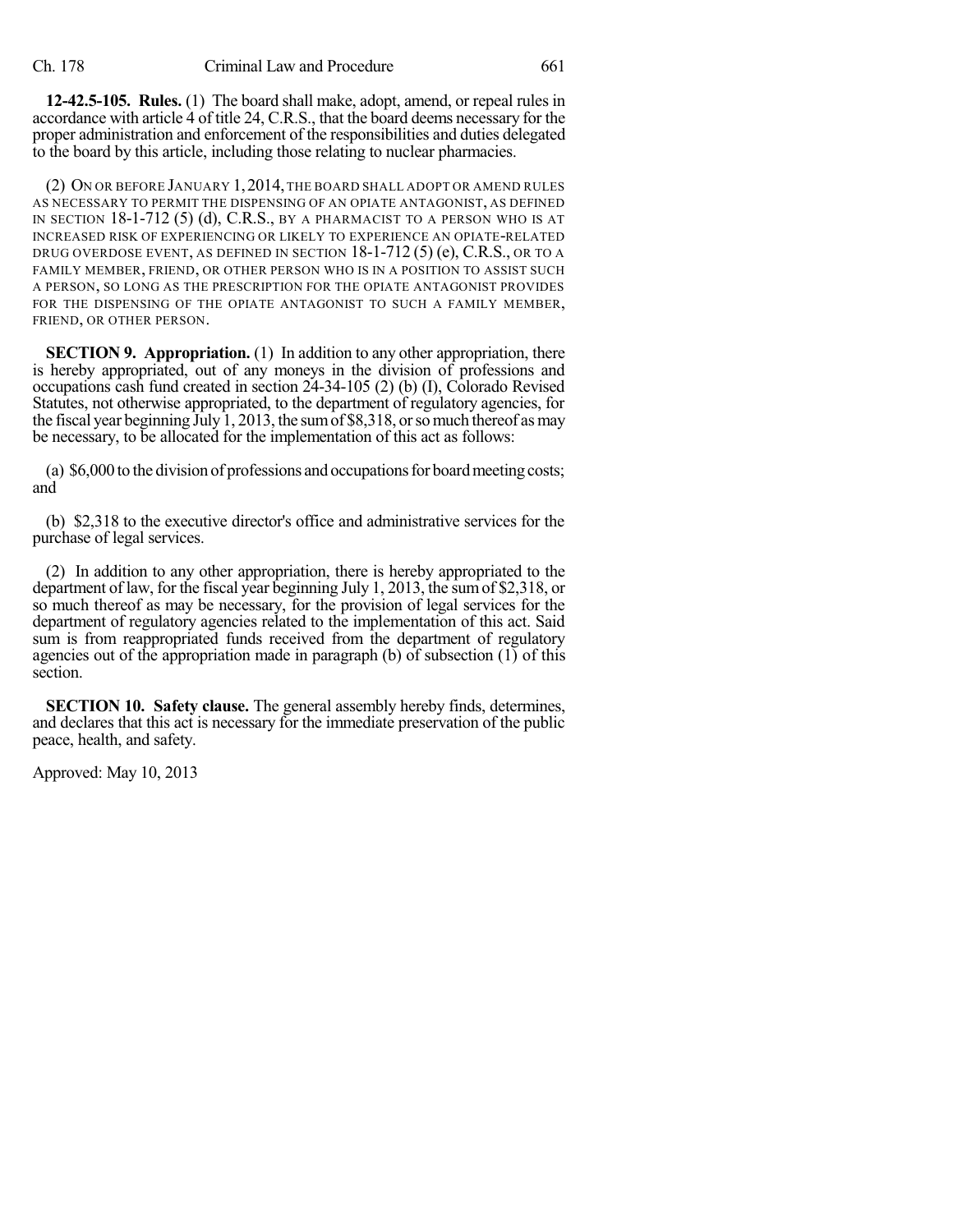**12-42.5-105. Rules.** (1) The board shall make, adopt, amend, or repeal rules in accordance with article 4 of title 24, C.R.S., that the board deems necessary for the proper administration and enforcement of the responsibilities and duties delegated to the board by this article, including those relating to nuclear pharmacies.

(2) ON OR BEFORE JANUARY 1, 2014, THE BOARD SHALL ADOPT OR AMEND RULES AS NECESSARY TO PERMIT THE DISPENSING OF AN OPIATE ANTAGONIST, AS DEFINED IN SECTION 18-1-712 (5) (d), C.R.S., BY A PHARMACIST TO A PERSON WHO IS AT INCREASED RISK OF EXPERIENCING OR LIKELY TO EXPERIENCE AN OPIATE-RELATED DRUG OVERDOSE EVENT, AS DEFINED IN SECTION 18-1-712 (5) (e), C.R.S., OR TO A FAMILY MEMBER, FRIEND, OR OTHER PERSON WHO IS IN A POSITION TO ASSIST SUCH A PERSON, SO LONG AS THE PRESCRIPTION FOR THE OPIATE ANTAGONIST PROVIDES FOR THE DISPENSING OF THE OPIATE ANTAGONIST TO SUCH A FAMILY MEMBER, FRIEND, OR OTHER PERSON.

**SECTION 9. Appropriation.** (1) In addition to any other appropriation, there is hereby appropriated, out of any moneys in the division of professions and occupations cash fund created in section 24-34-105 (2) (b) (I), Colorado Revised Statutes, not otherwise appropriated, to the department of regulatory agencies, for the fiscal year beginning July 1, 2013, the sum of $8,318, or so much thereof as may be necessary, to be allocated for the implementation of this act as follows:

(a) $6,000 to the division of professions and occupations for board meeting costs; and

(b) $2,318 to the executive director's office and administrative services for the purchase of legal services.

(2) In addition to any other appropriation, there is hereby appropriated to the department of law, for the fiscal year beginning July 1, 2013, the sum of $2,318, or so much thereof as may be necessary, for the provision of legal services for the department of regulatory agencies related to the implementation of this act. Said sum is from reappropriated funds received from the department of regulatory agencies out of the appropriation made in paragraph (b) of subsection (1) of this section.

**SECTION 10. Safety clause.** The general assembly hereby finds, determines, and declares that this act is necessary for the immediate preservation of the public peace, health, and safety.

Approved: May 10, 2013